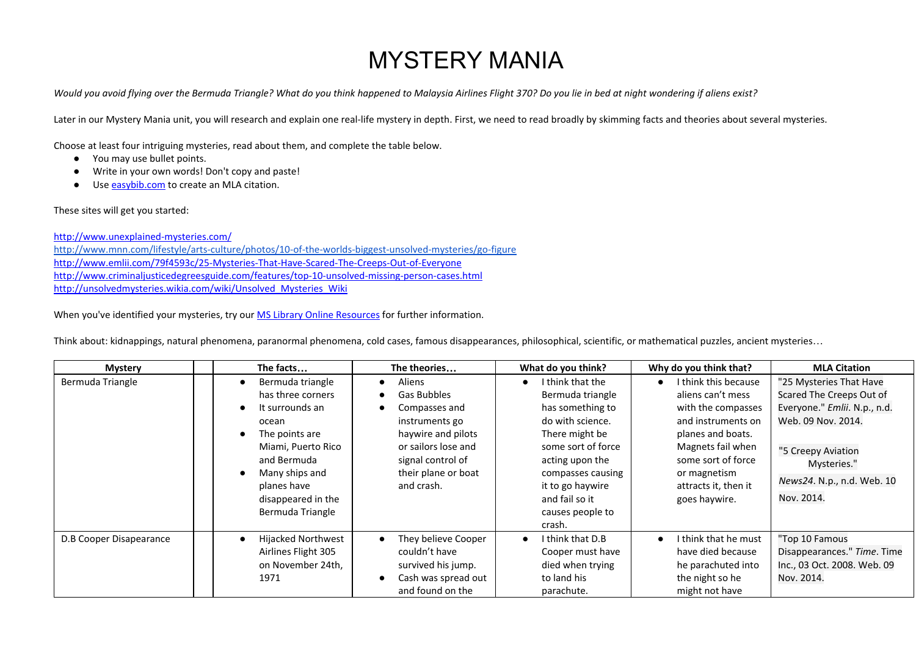# MYSTERY MANIA

*Would you avoid flying over the Bermuda Triangle? What do you think happened to Malaysia Airlines Flight 370? Do you lie in bed at night wondering if aliens exist?*

Later in our Mystery Mania unit, you will research and explain one real-life mystery in depth. First, we need to read broadly by skimming facts and theories about several mysteries.

Choose at least four intriguing mysteries, read about them, and complete the table below.

- You may use bullet points.
- Write in your own words! Don't copy and paste!
- Use easybib.com to create an MLA citation.

These sites will get you started:

http://www.unexplained-mysteries.com/
http://www.mnn.com/lifestyle/arts-culture/photos/10-of-the-worlds-biggest-unsolved-mysteries/go-figure
http://www.emlii.com/79f4593c/25-Mysteries-That-Have-Scared-The-Creeps-Out-of-Everyone
http://www.criminaljusticedegreesguide.com/features/top-10-unsolved-missing-person-cases.html
http://unsolvedmysteries.wikia.com/wiki/Unsolved_Mysteries_Wiki

When you've identified your mysteries, try our MS Library Online Resources for further information.

Think about: kidnappings, natural phenomena, paranormal phenomena, cold cases, famous disappearances, philosophical, scientific, or mathematical puzzles, ancient mysteries…

| Mystery | | The facts… | The theories… | What do you think? | Why do you think that? | MLA Citation |
|---|---|---|---|---|---|---|
| Bermuda Triangle | | • Bermuda triangle has three corners<br>• It surrounds an ocean<br>• The points are Miami, Puerto Rico and Bermuda<br>• Many ships and planes have disappeared in the Bermuda Triangle | • Aliens<br>• Gas Bubbles<br>• Compasses and instruments go haywire and pilots or sailors lose and signal control of their plane or boat and crash. | • I think that the Bermuda triangle has something to do with science. There might be some sort of force acting upon the compasses causing it to go haywire and fail so it causes people to crash. | • I think this because aliens can't mess with the compasses and instruments on planes and boats. Magnets fail when some sort of force or magnetism attracts it, then it goes haywire. | "25 Mysteries That Have Scared The Creeps Out of Everyone." *Emlii*. N.p., n.d. Web. 09 Nov. 2014.<br><br>"5 Creepy Aviation Mysteries." *News24*. N.p., n.d. Web. 10 Nov. 2014. |
| D.B Cooper Disapearance | | • Hijacked Northwest Airlines Flight 305 on November 24th, 1971 | • They believe Cooper couldn't have survived his jump.<br>• Cash was spread out and found on the | • I think that D.B Cooper must have died when trying to land his parachute. | • I think that he must have died because he parachuted into the night so he might not have | "Top 10 Famous Disappearances." *Time*. Time Inc., 03 Oct. 2008. Web. 09 Nov. 2014. |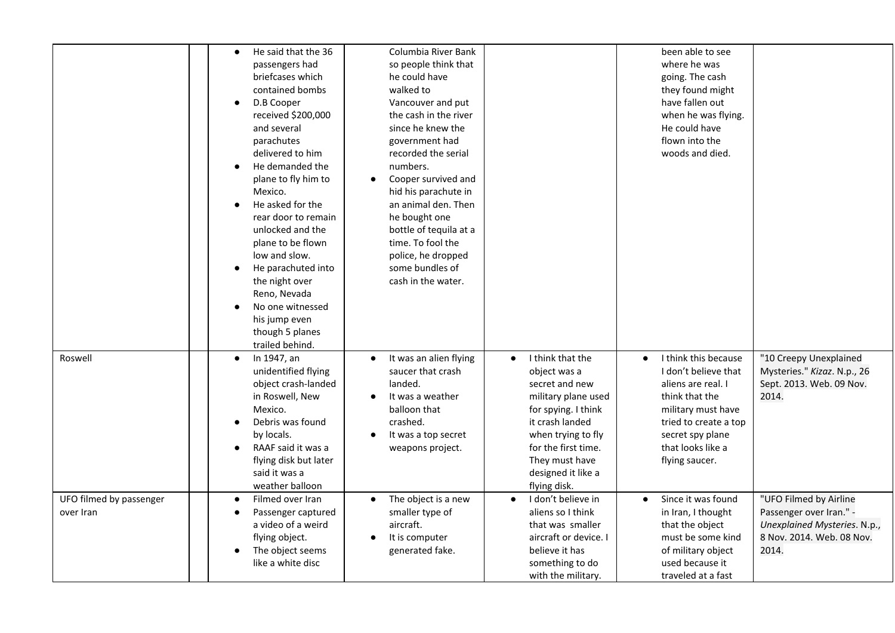| | | | | | | |
|---|---|---|---|---|---|---|
| | | • He said that the 36 passengers had briefcases which contained bombs<br>• D.B Cooper received $200,000 and several parachutes delivered to him<br>• He demanded the plane to fly him to Mexico.<br>• He asked for the rear door to remain unlocked and the plane to be flown low and slow.<br>• He parachuted into the night over Reno, Nevada<br>• No one witnessed his jump even though 5 planes trailed behind. | Columbia River Bank so people think that he could have walked to Vancouver and put the cash in the river since he knew the government had recorded the serial numbers.<br>• Cooper survived and hid his parachute in an animal den. Then he bought one bottle of tequila at a time. To fool the police, he dropped some bundles of cash in the water. | | been able to see where he was going. The cash they found might have fallen out when he was flying. He could have flown into the woods and died. | |
| Roswell | | • In 1947, an unidentified flying object crash-landed in Roswell, New Mexico.<br>• Debris was found by locals.<br>• RAAF said it was a flying disk but later said it was a weather balloon | • It was an alien flying saucer that crash landed.<br>• It was a weather balloon that crashed.<br>• It was a top secret weapons project. | • I think that the object was a secret and new military plane used for spying. I think it crash landed when trying to fly for the first time. They must have designed it like a flying disk. | • I think this because I don't believe that aliens are real. I think that the military must have tried to create a top secret spy plane that looks like a flying saucer. | "10 Creepy Unexplained Mysteries." *Kizaz*. N.p., 26 Sept. 2013. Web. 09 Nov. 2014. |
| UFO filmed by passenger over Iran | | • Filmed over Iran<br>• Passenger captured a video of a weird flying object.<br>• The object seems like a white disc | • The object is a new smaller type of aircraft.<br>• It is computer generated fake. | • I don't believe in aliens so I think that was smaller aircraft or device. I believe it has something to do with the military. | • Since it was found in Iran, I thought that the object must be some kind of military object used because it traveled at a fast | "UFO Filmed by Airline Passenger over Iran." - *Unexplained Mysteries*. N.p., 8 Nov. 2014. Web. 08 Nov. 2014. |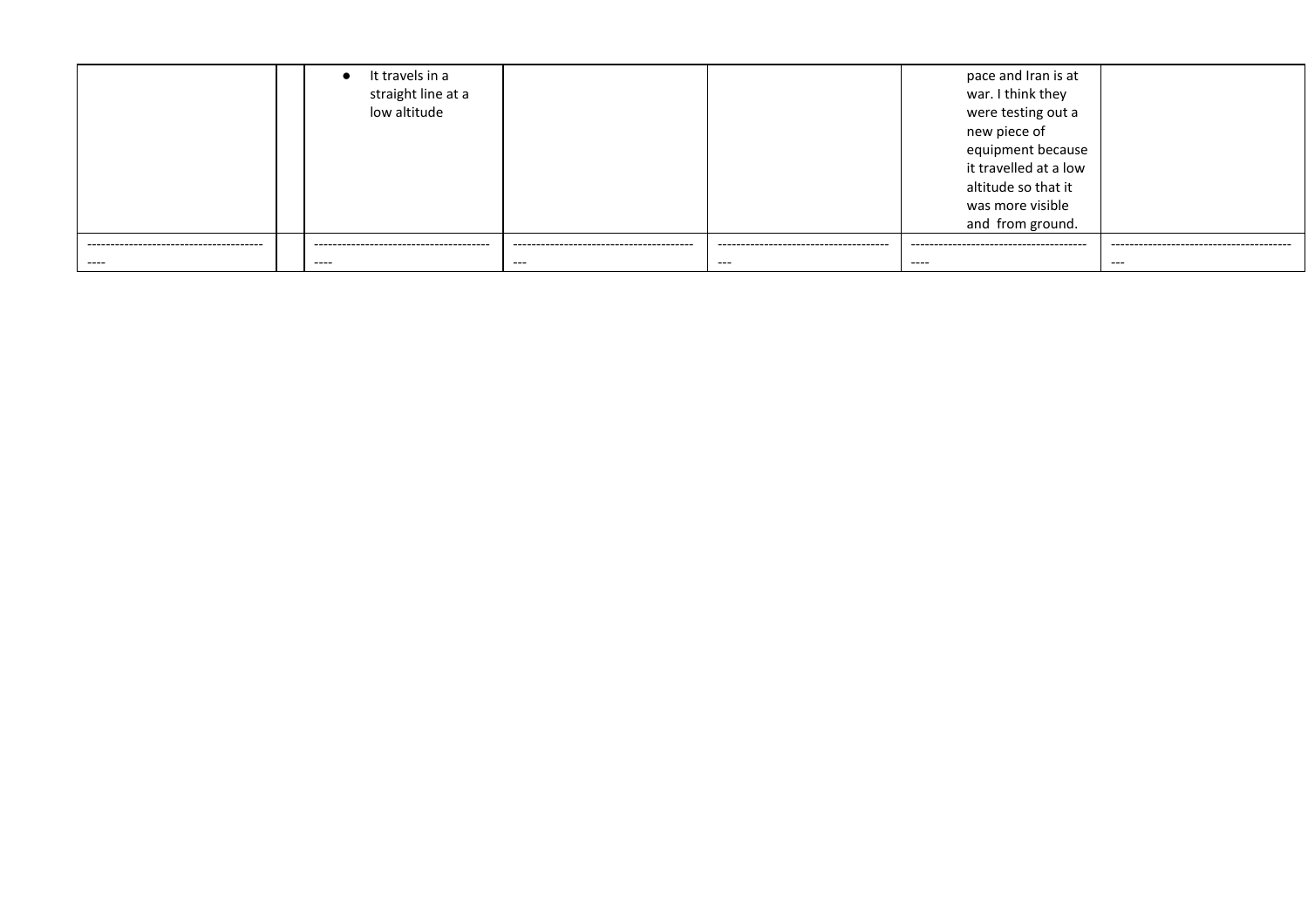| | | | | | | |
|---|---|---|---|---|---|---|
| | | • It travels in a straight line at a low altitude | | | pace and Iran is at war. I think they were testing out a new piece of equipment because it travelled at a low altitude so that it was more visible and from ground. | |
| ------------------------------------------ | | ------------------------------------------ | --------------------------------------- | --------------------------------------- | ------------------------------------------ | ------------------------------------------ |